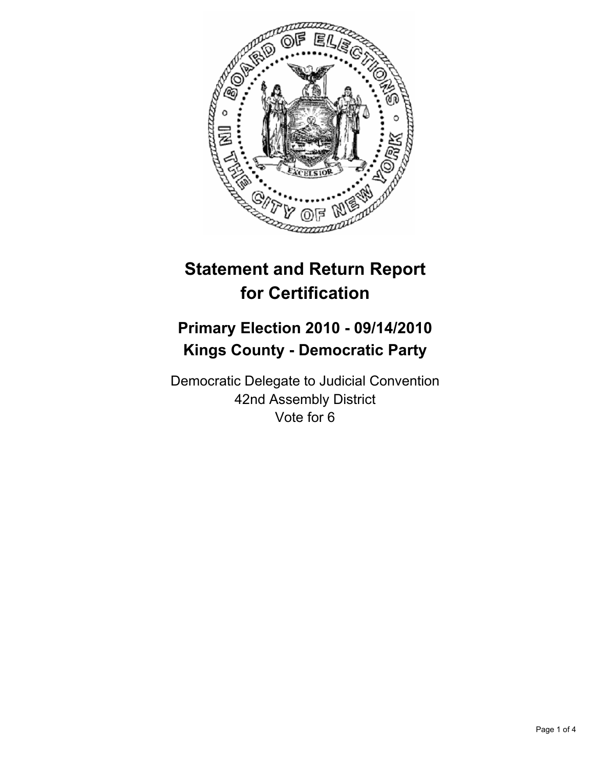# Statement and Return Report for Certification

## Primary Election 2010 - 09/14/2010
## Kings County - Democratic Party

Democratic Delegate to Judicial Convention
42nd Assembly District
Vote for 6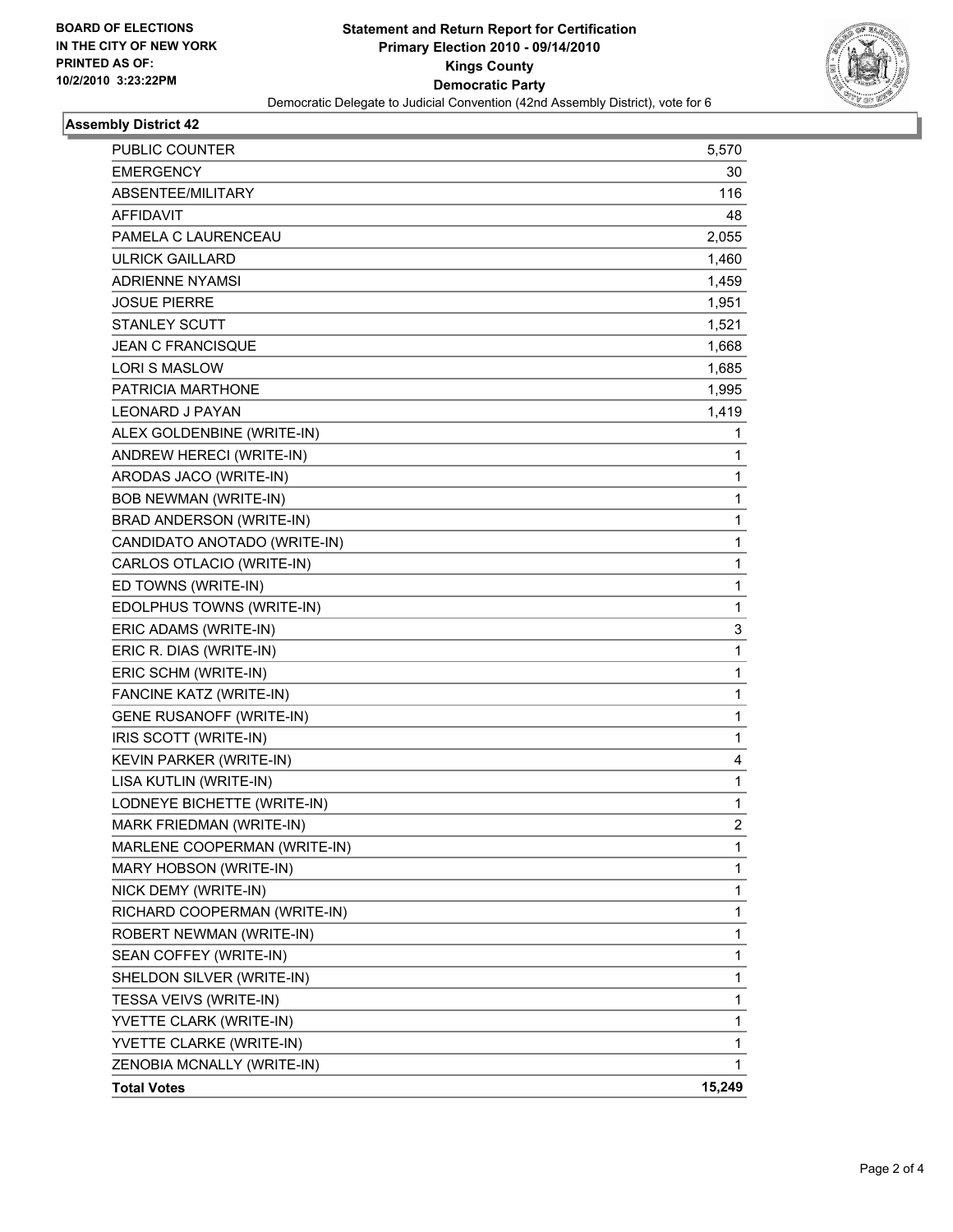**BOARD OF ELECTIONS IN THE CITY OF NEW YORK PRINTED AS OF: 10/2/2010 3:23:22PM**

# Statement and Return Report for Certification
## Primary Election 2010 - 09/14/2010
## Kings County
## Democratic Party
Democratic Delegate to Judicial Convention (42nd Assembly District), vote for 6

### Assembly District 42

| | |
|---|---|
| PUBLIC COUNTER | 5,570 |
| EMERGENCY | 30 |
| ABSENTEE/MILITARY | 116 |
| AFFIDAVIT | 48 |
| PAMELA C LAURENCEAU | 2,055 |
| ULRICK GAILLARD | 1,460 |
| ADRIENNE NYAMSI | 1,459 |
| JOSUE PIERRE | 1,951 |
| STANLEY SCUTT | 1,521 |
| JEAN C FRANCISQUE | 1,668 |
| LORI S MASLOW | 1,685 |
| PATRICIA MARTHONE | 1,995 |
| LEONARD J PAYAN | 1,419 |
| ALEX GOLDENBINE (WRITE-IN) | 1 |
| ANDREW HERECI (WRITE-IN) | 1 |
| ARODAS JACO (WRITE-IN) | 1 |
| BOB NEWMAN (WRITE-IN) | 1 |
| BRAD ANDERSON (WRITE-IN) | 1 |
| CANDIDATO ANOTADO (WRITE-IN) | 1 |
| CARLOS OTLACIO (WRITE-IN) | 1 |
| ED TOWNS (WRITE-IN) | 1 |
| EDOLPHUS TOWNS (WRITE-IN) | 1 |
| ERIC ADAMS (WRITE-IN) | 3 |
| ERIC R. DIAS (WRITE-IN) | 1 |
| ERIC SCHM (WRITE-IN) | 1 |
| FANCINE KATZ (WRITE-IN) | 1 |
| GENE RUSANOFF (WRITE-IN) | 1 |
| IRIS SCOTT (WRITE-IN) | 1 |
| KEVIN PARKER (WRITE-IN) | 4 |
| LISA KUTLIN (WRITE-IN) | 1 |
| LODNEYE BICHETTE (WRITE-IN) | 1 |
| MARK FRIEDMAN (WRITE-IN) | 2 |
| MARLENE COOPERMAN (WRITE-IN) | 1 |
| MARY HOBSON (WRITE-IN) | 1 |
| NICK DEMY (WRITE-IN) | 1 |
| RICHARD COOPERMAN (WRITE-IN) | 1 |
| ROBERT NEWMAN (WRITE-IN) | 1 |
| SEAN COFFEY (WRITE-IN) | 1 |
| SHELDON SILVER (WRITE-IN) | 1 |
| TESSA VEIVS (WRITE-IN) | 1 |
| YVETTE CLARK (WRITE-IN) | 1 |
| YVETTE CLARKE (WRITE-IN) | 1 |
| ZENOBIA MCNALLY (WRITE-IN) | 1 |
| **Total Votes** | **15,249** |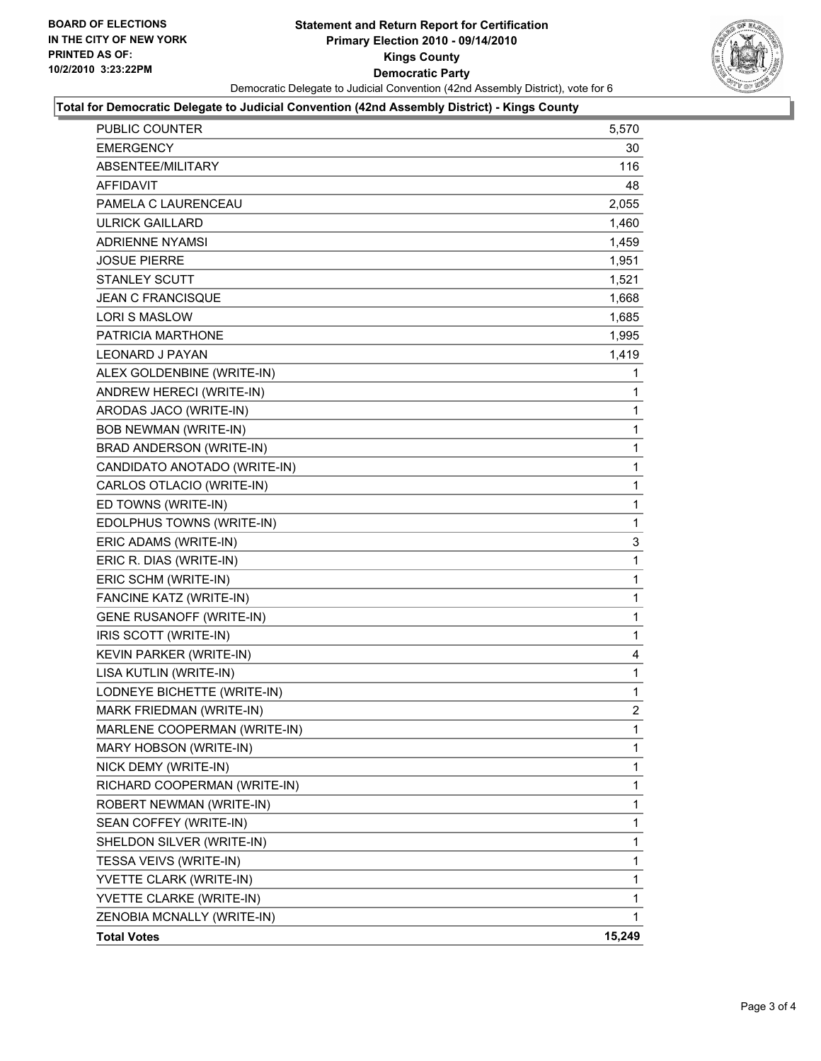BOARD OF ELECTIONS
IN THE CITY OF NEW YORK
PRINTED AS OF:
10/2/2010 3:23:22PM

# Statement and Return Report for Certification
## Primary Election 2010 - 09/14/2010
## Kings County
## Democratic Party

Democratic Delegate to Judicial Convention (42nd Assembly District), vote for 6

**Total for Democratic Delegate to Judicial Convention (42nd Assembly District) - Kings County**

| | |
|---|---|
| PUBLIC COUNTER | 5,570 |
| EMERGENCY | 30 |
| ABSENTEE/MILITARY | 116 |
| AFFIDAVIT | 48 |
| PAMELA C LAURENCEAU | 2,055 |
| ULRICK GAILLARD | 1,460 |
| ADRIENNE NYAMSI | 1,459 |
| JOSUE PIERRE | 1,951 |
| STANLEY SCUTT | 1,521 |
| JEAN C FRANCISQUE | 1,668 |
| LORI S MASLOW | 1,685 |
| PATRICIA MARTHONE | 1,995 |
| LEONARD J PAYAN | 1,419 |
| ALEX GOLDENBINE (WRITE-IN) | 1 |
| ANDREW HERECI (WRITE-IN) | 1 |
| ARODAS JACO (WRITE-IN) | 1 |
| BOB NEWMAN (WRITE-IN) | 1 |
| BRAD ANDERSON (WRITE-IN) | 1 |
| CANDIDATO ANOTADO (WRITE-IN) | 1 |
| CARLOS OTLACIO (WRITE-IN) | 1 |
| ED TOWNS (WRITE-IN) | 1 |
| EDOLPHUS TOWNS (WRITE-IN) | 1 |
| ERIC ADAMS (WRITE-IN) | 3 |
| ERIC R. DIAS (WRITE-IN) | 1 |
| ERIC SCHM (WRITE-IN) | 1 |
| FANCINE KATZ (WRITE-IN) | 1 |
| GENE RUSANOFF (WRITE-IN) | 1 |
| IRIS SCOTT (WRITE-IN) | 1 |
| KEVIN PARKER (WRITE-IN) | 4 |
| LISA KUTLIN (WRITE-IN) | 1 |
| LODNEYE BICHETTE (WRITE-IN) | 1 |
| MARK FRIEDMAN (WRITE-IN) | 2 |
| MARLENE COOPERMAN (WRITE-IN) | 1 |
| MARY HOBSON (WRITE-IN) | 1 |
| NICK DEMY (WRITE-IN) | 1 |
| RICHARD COOPERMAN (WRITE-IN) | 1 |
| ROBERT NEWMAN (WRITE-IN) | 1 |
| SEAN COFFEY (WRITE-IN) | 1 |
| SHELDON SILVER (WRITE-IN) | 1 |
| TESSA VEIVS (WRITE-IN) | 1 |
| YVETTE CLARK (WRITE-IN) | 1 |
| YVETTE CLARKE (WRITE-IN) | 1 |
| ZENOBIA MCNALLY (WRITE-IN) | 1 |
| **Total Votes** | **15,249** |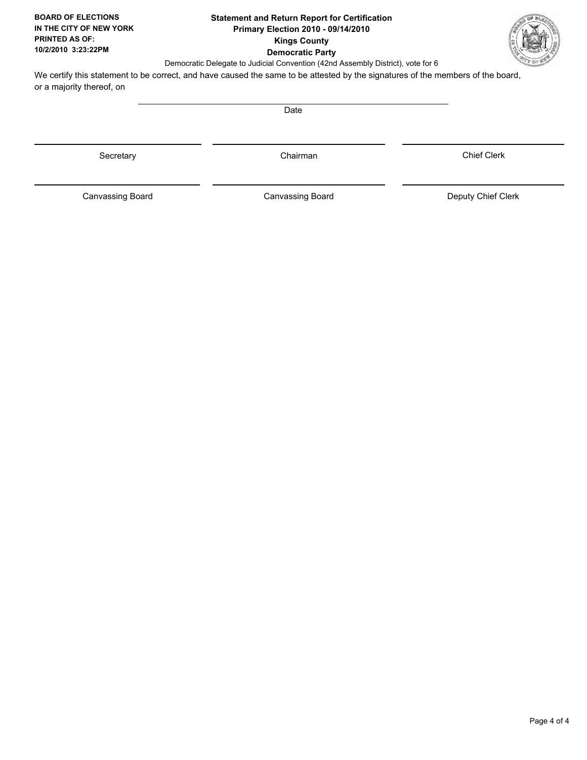**BOARD OF ELECTIONS**
**IN THE CITY OF NEW YORK**
**PRINTED AS OF:**
**10/2/2010 3:23:22PM**

**Statement and Return Report for Certification**
**Primary Election 2010 - 09/14/2010**
**Kings County**
**Democratic Party**

Democratic Delegate to Judicial Convention (42nd Assembly District), vote for 6

We certify this statement to be correct, and have caused the same to be attested by the signatures of the members of the board, or a majority thereof, on

\_\_\_\_\_\_\_\_\_\_\_\_\_\_\_\_\_\_\_\_\_\_\_\_\_\_\_\_\_\_\_\_\_\_\_\_\_\_\_\_
Date

| | | |
|---|---|---|
| Secretary | Chairman | Chief Clerk |
| Canvassing Board | Canvassing Board | Deputy Chief Clerk |